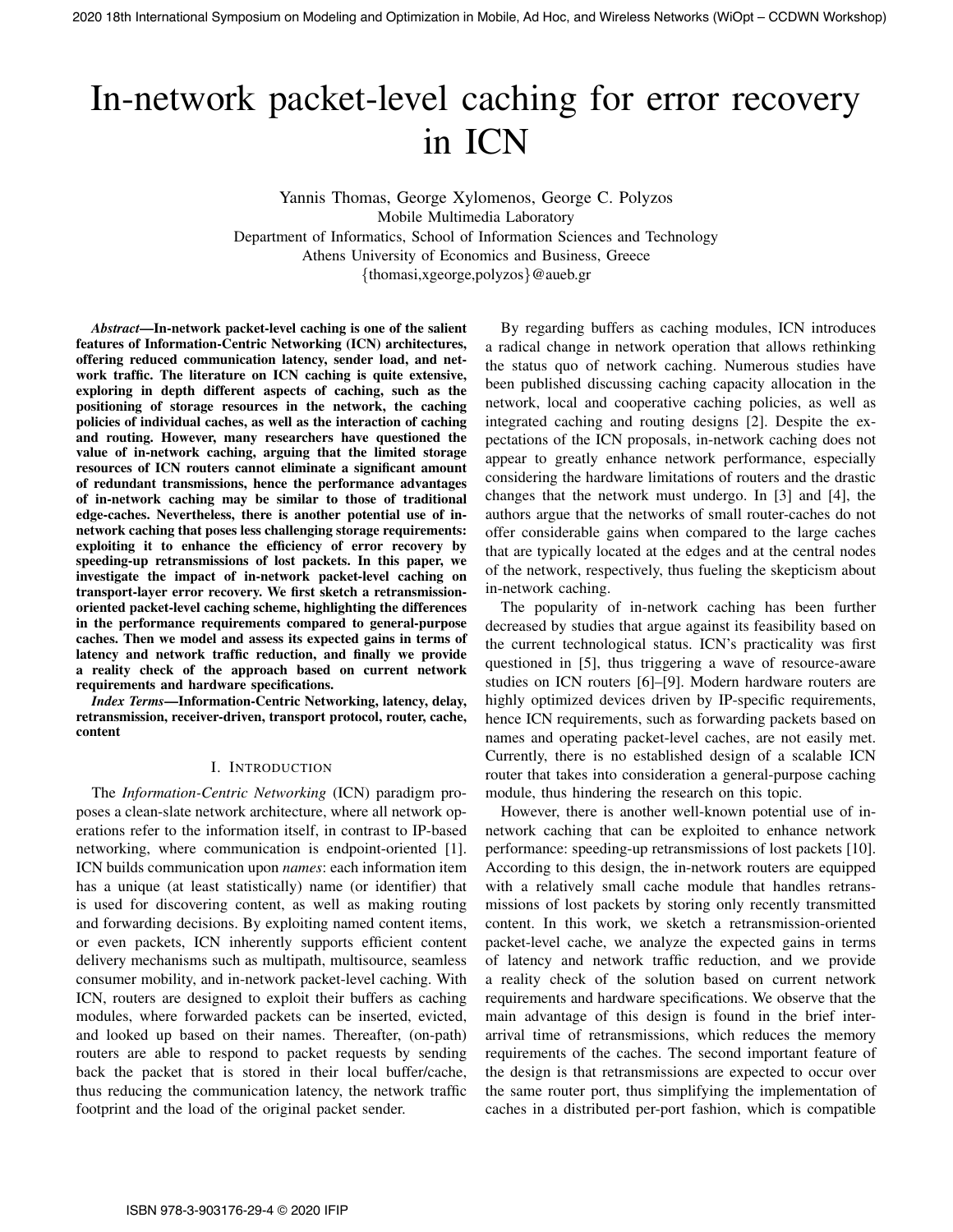# In-network packet-level caching for error recovery in ICN

Yannis Thomas, George Xylomenos, George C. Polyzos
Mobile Multimedia Laboratory
Department of Informatics, School of Information Sciences and Technology
Athens University of Economics and Business, Greece
{thomasi,xgeorge,polyzos}@aueb.gr

***Abstract*—In-network packet-level caching is one of the salient features of Information-Centric Networking (ICN) architectures, offering reduced communication latency, sender load, and network traffic. The literature on ICN caching is quite extensive, exploring in depth different aspects of caching, such as the positioning of storage resources in the network, the caching policies of individual caches, as well as the interaction of caching and routing. However, many researchers have questioned the value of in-network caching, arguing that the limited storage resources of ICN routers cannot eliminate a significant amount of redundant transmissions, hence the performance advantages of in-network caching may be similar to those of traditional edge-caches. Nevertheless, there is another potential use of in-network caching that poses less challenging storage requirements: exploiting it to enhance the efficiency of error recovery by speeding-up retransmissions of lost packets. In this paper, we investigate the impact of in-network packet-level caching on transport-layer error recovery. We first sketch a retransmission-oriented packet-level caching scheme, highlighting the differences in the performance requirements compared to general-purpose caches. Then we model and assess its expected gains in terms of latency and network traffic reduction, and finally we provide a reality check of the approach based on current network requirements and hardware specifications.**

***Index Terms*—Information-Centric Networking, latency, delay, retransmission, receiver-driven, transport protocol, router, cache, content**

## I. Introduction

The *Information-Centric Networking* (ICN) paradigm proposes a clean-slate network architecture, where all network operations refer to the information itself, in contrast to IP-based networking, where communication is endpoint-oriented [1]. ICN builds communication upon *names*: each information item has a unique (at least statistically) name (or identifier) that is used for discovering content, as well as making routing and forwarding decisions. By exploiting named content items, or even packets, ICN inherently supports efficient content delivery mechanisms such as multipath, multisource, seamless consumer mobility, and in-network packet-level caching. With ICN, routers are designed to exploit their buffers as caching modules, where forwarded packets can be inserted, evicted, and looked up based on their names. Thereafter, (on-path) routers are able to respond to packet requests by sending back the packet that is stored in their local buffer/cache, thus reducing the communication latency, the network traffic footprint and the load of the original packet sender.

By regarding buffers as caching modules, ICN introduces a radical change in network operation that allows rethinking the status quo of network caching. Numerous studies have been published discussing caching capacity allocation in the network, local and cooperative caching policies, as well as integrated caching and routing designs [2]. Despite the expectations of the ICN proposals, in-network caching does not appear to greatly enhance network performance, especially considering the hardware limitations of routers and the drastic changes that the network must undergo. In [3] and [4], the authors argue that the networks of small router-caches do not offer considerable gains when compared to the large caches that are typically located at the edges and at the central nodes of the network, respectively, thus fueling the skepticism about in-network caching.

The popularity of in-network caching has been further decreased by studies that argue against its feasibility based on the current technological status. ICN's practicality was first questioned in [5], thus triggering a wave of resource-aware studies on ICN routers [6]–[9]. Modern hardware routers are highly optimized devices driven by IP-specific requirements, hence ICN requirements, such as forwarding packets based on names and operating packet-level caches, are not easily met. Currently, there is no established design of a scalable ICN router that takes into consideration a general-purpose caching module, thus hindering the research on this topic.

However, there is another well-known potential use of in-network caching that can be exploited to enhance network performance: speeding-up retransmissions of lost packets [10]. According to this design, the in-network routers are equipped with a relatively small cache module that handles retransmissions of lost packets by storing only recently transmitted content. In this work, we sketch a retransmission-oriented packet-level cache, we analyze the expected gains in terms of latency and network traffic reduction, and we provide a reality check of the solution based on current network requirements and hardware specifications. We observe that the main advantage of this design is found in the brief inter-arrival time of retransmissions, which reduces the memory requirements of the caches. The second important feature of the design is that retransmissions are expected to occur over the same router port, thus simplifying the implementation of caches in a distributed per-port fashion, which is compatible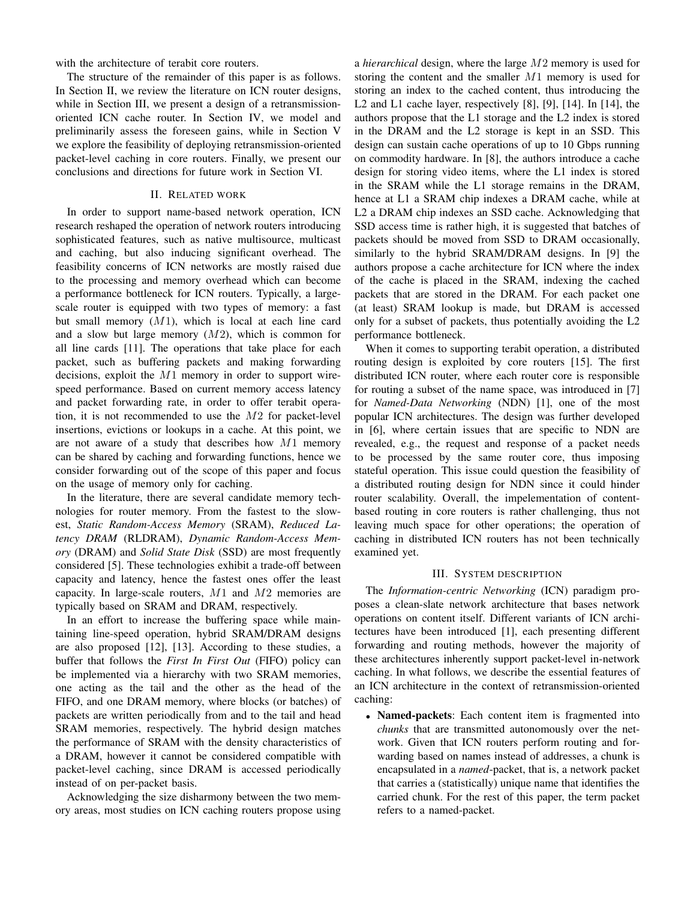with the architecture of terabit core routers.

The structure of the remainder of this paper is as follows. In Section II, we review the literature on ICN router designs, while in Section III, we present a design of a retransmission-oriented ICN cache router. In Section IV, we model and preliminarily assess the foreseen gains, while in Section V we explore the feasibility of deploying retransmission-oriented packet-level caching in core routers. Finally, we present our conclusions and directions for future work in Section VI.

## II. Related work

In order to support name-based network operation, ICN research reshaped the operation of network routers introducing sophisticated features, such as native multisource, multicast and caching, but also inducing significant overhead. The feasibility concerns of ICN networks are mostly raised due to the processing and memory overhead which can become a performance bottleneck for ICN routers. Typically, a large-scale router is equipped with two types of memory: a fast but small memory ($M1$), which is local at each line card and a slow but large memory ($M2$), which is common for all line cards [11]. The operations that take place for each packet, such as buffering packets and making forwarding decisions, exploit the $M1$ memory in order to support wire-speed performance. Based on current memory access latency and packet forwarding rate, in order to offer terabit operation, it is not recommended to use the $M2$ for packet-level insertions, evictions or lookups in a cache. At this point, we are not aware of a study that describes how $M1$ memory can be shared by caching and forwarding functions, hence we consider forwarding out of the scope of this paper and focus on the usage of memory only for caching.

In the literature, there are several candidate memory technologies for router memory. From the fastest to the slowest, *Static Random-Access Memory* (SRAM), *Reduced Latency DRAM* (RLDRAM), *Dynamic Random-Access Memory* (DRAM) and *Solid State Disk* (SSD) are most frequently considered [5]. These technologies exhibit a trade-off between capacity and latency, hence the fastest ones offer the least capacity. In large-scale routers, $M1$ and $M2$ memories are typically based on SRAM and DRAM, respectively.

In an effort to increase the buffering space while maintaining line-speed operation, hybrid SRAM/DRAM designs are also proposed [12], [13]. According to these studies, a buffer that follows the *First In First Out* (FIFO) policy can be implemented via a hierarchy with two SRAM memories, one acting as the tail and the other as the head of the FIFO, and one DRAM memory, where blocks (or batches) of packets are written periodically from and to the tail and head SRAM memories, respectively. The hybrid design matches the performance of SRAM with the density characteristics of a DRAM, however it cannot be considered compatible with packet-level caching, since DRAM is accessed periodically instead of on per-packet basis.

Acknowledging the size disharmony between the two memory areas, most studies on ICN caching routers propose using a *hierarchical* design, where the large $M2$ memory is used for storing the content and the smaller $M1$ memory is used for storing an index to the cached content, thus introducing the L2 and L1 cache layer, respectively [8], [9], [14]. In [14], the authors propose that the L1 storage and the L2 index is stored in the DRAM and the L2 storage is kept in an SSD. This design can sustain cache operations of up to 10 Gbps running on commodity hardware. In [8], the authors introduce a cache design for storing video items, where the L1 index is stored in the SRAM while the L1 storage remains in the DRAM, hence at L1 a SRAM chip indexes a DRAM cache, while at L2 a DRAM chip indexes an SSD cache. Acknowledging that SSD access time is rather high, it is suggested that batches of packets should be moved from SSD to DRAM occasionally, similarly to the hybrid SRAM/DRAM designs. In [9] the authors propose a cache architecture for ICN where the index of the cache is placed in the SRAM, indexing the cached packets that are stored in the DRAM. For each packet one (at least) SRAM lookup is made, but DRAM is accessed only for a subset of packets, thus potentially avoiding the L2 performance bottleneck.

When it comes to supporting terabit operation, a distributed routing design is exploited by core routers [15]. The first distributed ICN router, where each router core is responsible for routing a subset of the name space, was introduced in [7] for *Named-Data Networking* (NDN) [1], one of the most popular ICN architectures. The design was further developed in [6], where certain issues that are specific to NDN are revealed, e.g., the request and response of a packet needs to be processed by the same router core, thus imposing stateful operation. This issue could question the feasibility of a distributed routing design for NDN since it could hinder router scalability. Overall, the impelementation of content-based routing in core routers is rather challenging, thus not leaving much space for other operations; the operation of caching in distributed ICN routers has not been technically examined yet.

## III. System description

The *Information-centric Networking* (ICN) paradigm proposes a clean-slate network architecture that bases network operations on content itself. Different variants of ICN architectures have been introduced [1], each presenting different forwarding and routing methods, however the majority of these architectures inherently support packet-level in-network caching. In what follows, we describe the essential features of an ICN architecture in the context of retransmission-oriented caching:

- **Named-packets**: Each content item is fragmented into *chunks* that are transmitted autonomously over the network. Given that ICN routers perform routing and forwarding based on names instead of addresses, a chunk is encapsulated in a *named*-packet, that is, a network packet that carries a (statistically) unique name that identifies the carried chunk. For the rest of this paper, the term packet refers to a named-packet.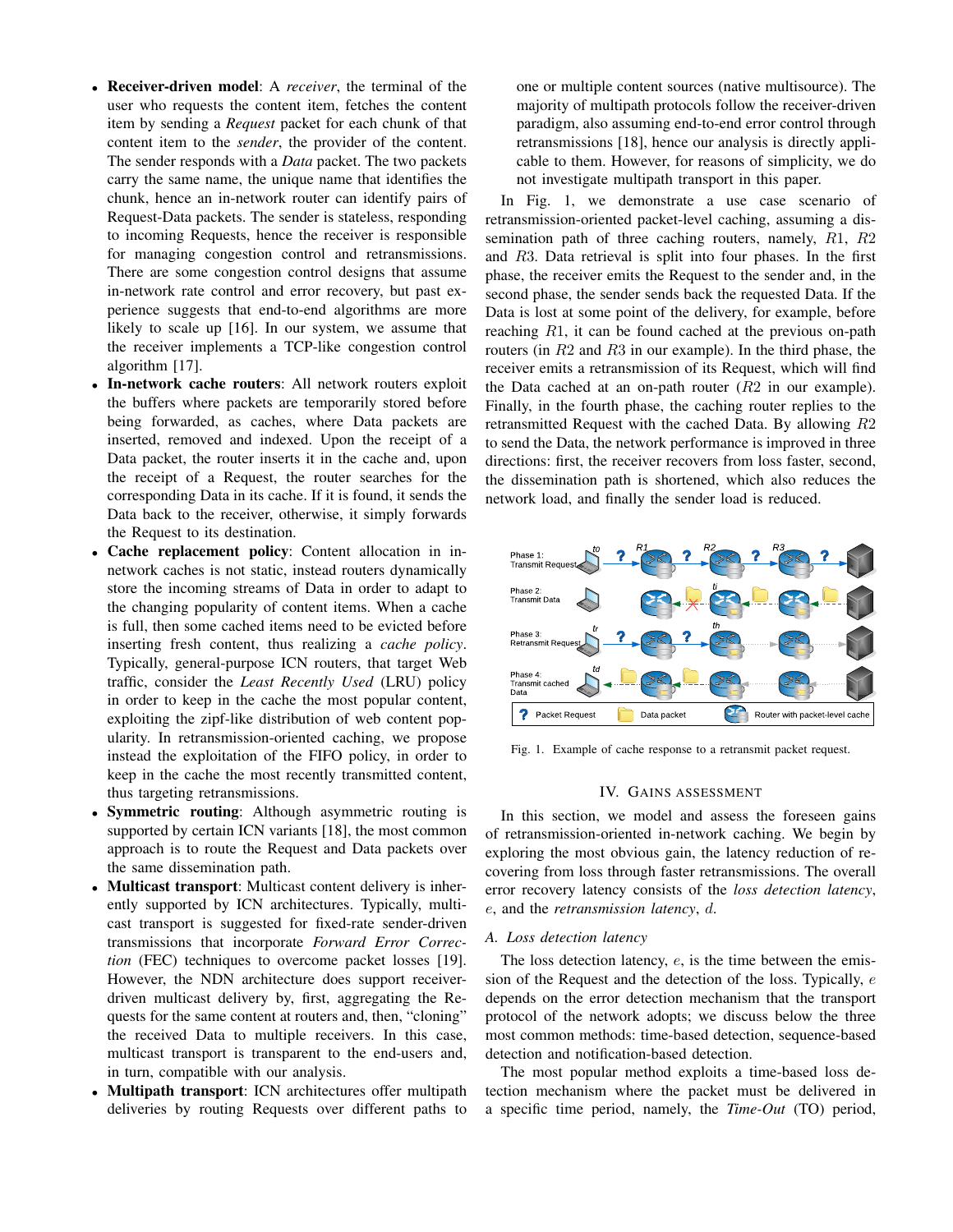- **Receiver-driven model**: A *receiver*, the terminal of the user who requests the content item, fetches the content item by sending a *Request* packet for each chunk of that content item to the *sender*, the provider of the content. The sender responds with a *Data* packet. The two packets carry the same name, the unique name that identifies the chunk, hence an in-network router can identify pairs of Request-Data packets. The sender is stateless, responding to incoming Requests, hence the receiver is responsible for managing congestion control and retransmissions. There are some congestion control designs that assume in-network rate control and error recovery, but past experience suggests that end-to-end algorithms are more likely to scale up [16]. In our system, we assume that the receiver implements a TCP-like congestion control algorithm [17].
- **In-network cache routers**: All network routers exploit the buffers where packets are temporarily stored before being forwarded, as caches, where Data packets are inserted, removed and indexed. Upon the receipt of a Data packet, the router inserts it in the cache and, upon the receipt of a Request, the router searches for the corresponding Data in its cache. If it is found, it sends the Data back to the receiver, otherwise, it simply forwards the Request to its destination.
- **Cache replacement policy**: Content allocation in in-network caches is not static, instead routers dynamically store the incoming streams of Data in order to adapt to the changing popularity of content items. When a cache is full, then some cached items need to be evicted before inserting fresh content, thus realizing a *cache policy*. Typically, general-purpose ICN routers, that target Web traffic, consider the *Least Recently Used* (LRU) policy in order to keep in the cache the most popular content, exploiting the zipf-like distribution of web content popularity. In retransmission-oriented caching, we propose instead the exploitation of the FIFO policy, in order to keep in the cache the most recently transmitted content, thus targeting retransmissions.
- **Symmetric routing**: Although asymmetric routing is supported by certain ICN variants [18], the most common approach is to route the Request and Data packets over the same dissemination path.
- **Multicast transport**: Multicast content delivery is inherently supported by ICN architectures. Typically, multicast transport is suggested for fixed-rate sender-driven transmissions that incorporate *Forward Error Correction* (FEC) techniques to overcome packet losses [19]. However, the NDN architecture does support receiver-driven multicast delivery by, first, aggregating the Requests for the same content at routers and, then, "cloning" the received Data to multiple receivers. In this case, multicast transport is transparent to the end-users and, in turn, compatible with our analysis.
- **Multipath transport**: ICN architectures offer multipath deliveries by routing Requests over different paths to one or multiple content sources (native multisource). The majority of multipath protocols follow the receiver-driven paradigm, also assuming end-to-end error control through retransmissions [18], hence our analysis is directly applicable to them. However, for reasons of simplicity, we do not investigate multipath transport in this paper.

In Fig. 1, we demonstrate a use case scenario of retransmission-oriented packet-level caching, assuming a dissemination path of three caching routers, namely, $R1$, $R2$ and $R3$. Data retrieval is split into four phases. In the first phase, the receiver emits the Request to the sender and, in the second phase, the sender sends back the requested Data. If the Data is lost at some point of the delivery, for example, before reaching $R1$, it can be found cached at the previous on-path routers (in $R2$ and $R3$ in our example). In the third phase, the receiver emits a retransmission of its Request, which will find the Data cached at an on-path router ($R2$ in our example). Finally, in the fourth phase, the caching router replies to the retransmitted Request with the cached Data. By allowing $R2$ to send the Data, the network performance is improved in three directions: first, the receiver recovers from loss faster, second, the dissemination path is shortened, which also reduces the network load, and finally the sender load is reduced.

Fig. 1. Example of cache response to a retransmit packet request.

## IV. Gains Assessment

In this section, we model and assess the foreseen gains of retransmission-oriented in-network caching. We begin by exploring the most obvious gain, the latency reduction of recovering from loss through faster retransmissions. The overall error recovery latency consists of the *loss detection latency*, $e$, and the *retransmission latency*, $d$.

### A. Loss detection latency

The loss detection latency, $e$, is the time between the emission of the Request and the detection of the loss. Typically, $e$ depends on the error detection mechanism that the transport protocol of the network adopts; we discuss below the three most common methods: time-based detection, sequence-based detection and notification-based detection.

The most popular method exploits a time-based loss detection mechanism where the packet must be delivered in a specific time period, namely, the *Time-Out* (TO) period,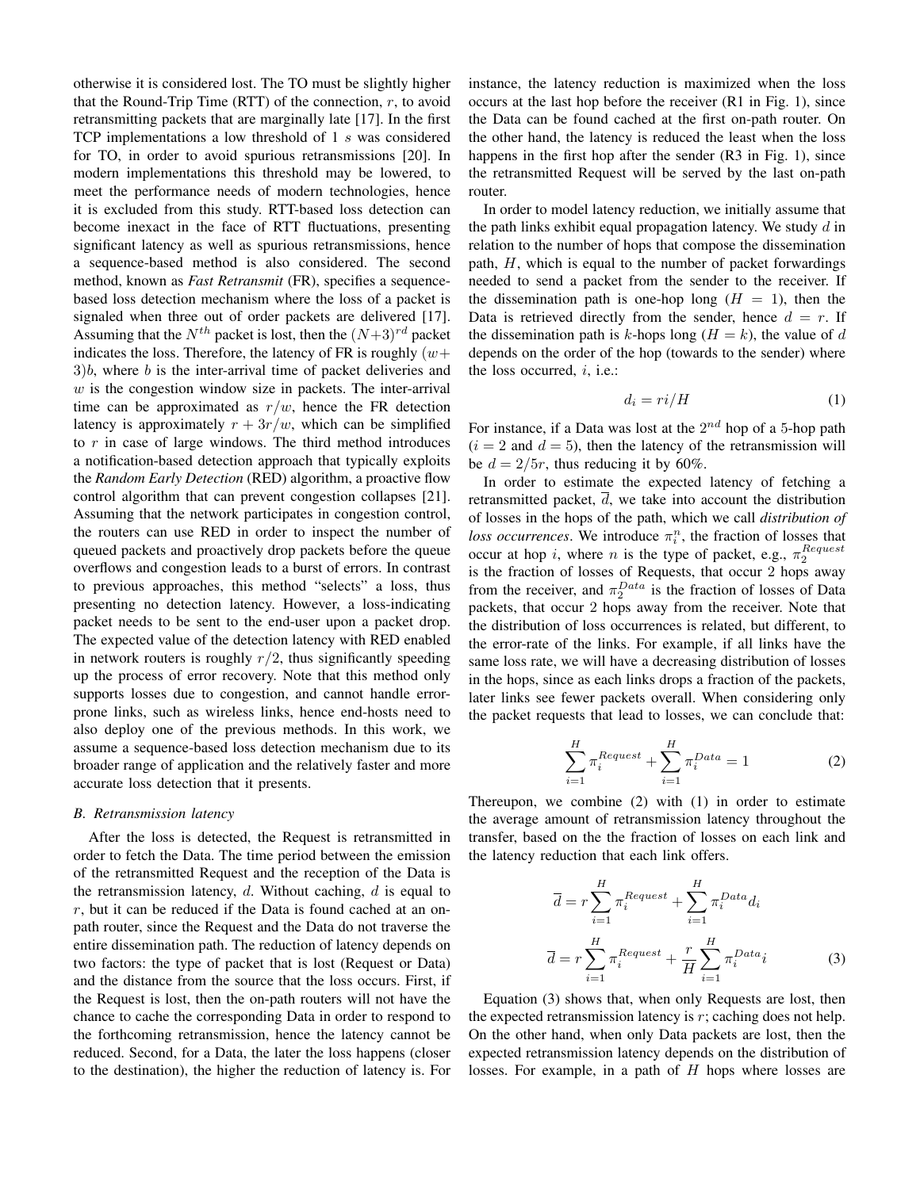otherwise it is considered lost. The TO must be slightly higher that the Round-Trip Time (RTT) of the connection, $r$, to avoid retransmitting packets that are marginally late [17]. In the first TCP implementations a low threshold of 1 $s$ was considered for TO, in order to avoid spurious retransmissions [20]. In modern implementations this threshold may be lowered, to meet the performance needs of modern technologies, hence it is excluded from this study. RTT-based loss detection can become inexact in the face of RTT fluctuations, presenting significant latency as well as spurious retransmissions, hence a sequence-based method is also considered. The second method, known as *Fast Retransmit* (FR), specifies a sequence-based loss detection mechanism where the loss of a packet is signaled when three out of order packets are delivered [17]. Assuming that the $N^{th}$ packet is lost, then the $(N+3)^{rd}$ packet indicates the loss. Therefore, the latency of FR is roughly $(w+3)b$, where $b$ is the inter-arrival time of packet deliveries and $w$ is the congestion window size in packets. The inter-arrival time can be approximated as $r/w$, hence the FR detection latency is approximately $r + 3r/w$, which can be simplified to $r$ in case of large windows. The third method introduces a notification-based detection approach that typically exploits the *Random Early Detection* (RED) algorithm, a proactive flow control algorithm that can prevent congestion collapses [21]. Assuming that the network participates in congestion control, the routers can use RED in order to inspect the number of queued packets and proactively drop packets before the queue overflows and congestion leads to a burst of errors. In contrast to previous approaches, this method "selects" a loss, thus presenting no detection latency. However, a loss-indicating packet needs to be sent to the end-user upon a packet drop. The expected value of the detection latency with RED enabled in network routers is roughly $r/2$, thus significantly speeding up the process of error recovery. Note that this method only supports losses due to congestion, and cannot handle error-prone links, such as wireless links, hence end-hosts need to also deploy one of the previous methods. In this work, we assume a sequence-based loss detection mechanism due to its broader range of application and the relatively faster and more accurate loss detection that it presents.

### B. Retransmission latency

After the loss is detected, the Request is retransmitted in order to fetch the Data. The time period between the emission of the retransmitted Request and the reception of the Data is the retransmission latency, $d$. Without caching, $d$ is equal to $r$, but it can be reduced if the Data is found cached at an on-path router, since the Request and the Data do not traverse the entire dissemination path. The reduction of latency depends on two factors: the type of packet that is lost (Request or Data) and the distance from the source that the loss occurs. First, if the Request is lost, then the on-path routers will not have the chance to cache the corresponding Data in order to respond to the forthcoming retransmission, hence the latency cannot be reduced. Second, for a Data, the later the loss happens (closer to the destination), the higher the reduction of latency is. For instance, the latency reduction is maximized when the loss occurs at the last hop before the receiver (R1 in Fig. 1), since the Data can be found cached at the first on-path router. On the other hand, the latency is reduced the least when the loss happens in the first hop after the sender (R3 in Fig. 1), since the retransmitted Request will be served by the last on-path router.

In order to model latency reduction, we initially assume that the path links exhibit equal propagation latency. We study $d$ in relation to the number of hops that compose the dissemination path, $H$, which is equal to the number of packet forwardings needed to send a packet from the sender to the receiver. If the dissemination path is one-hop long ($H = 1$), then the Data is retrieved directly from the sender, hence $d = r$. If the dissemination path is $k$-hops long ($H = k$), the value of $d$ depends on the order of the hop (towards to the sender) where the loss occurred, $i$, i.e.:

$$d_i = ri/H \tag{1}$$

For instance, if a Data was lost at the $2^{nd}$ hop of a 5-hop path ($i = 2$ and $d = 5$), then the latency of the retransmission will be $d = 2/5r$, thus reducing it by 60%.

In order to estimate the expected latency of fetching a retransmitted packet, $\overline{d}$, we take into account the distribution of losses in the hops of the path, which we call *distribution of loss occurrences*. We introduce $\pi_i^n$, the fraction of losses that occur at hop $i$, where $n$ is the type of packet, e.g., $\pi_2^{Request}$ is the fraction of losses of Requests, that occur 2 hops away from the receiver, and $\pi_2^{Data}$ is the fraction of losses of Data packets, that occur 2 hops away from the receiver. Note that the distribution of loss occurrences is related, but different, to the error-rate of the links. For example, if all links have the same loss rate, we will have a decreasing distribution of losses in the hops, since as each links drops a fraction of the packets, later links see fewer packets overall. When considering only the packet requests that lead to losses, we can conclude that:

$$\sum_{i=1}^{H} \pi_i^{Request} + \sum_{i=1}^{H} \pi_i^{Data} = 1 \tag{2}$$

Thereupon, we combine (2) with (1) in order to estimate the average amount of retransmission latency throughout the transfer, based on the the fraction of losses on each link and the latency reduction that each link offers.

$$\overline{d} = r\sum_{i=1}^{H} \pi_i^{Request} + \sum_{i=1}^{H} \pi_i^{Data} d_i$$

$$\overline{d} = r\sum_{i=1}^{H} \pi_i^{Request} + \frac{r}{H}\sum_{i=1}^{H} \pi_i^{Data} i \tag{3}$$

Equation (3) shows that, when only Requests are lost, then the expected retransmission latency is $r$; caching does not help. On the other hand, when only Data packets are lost, then the expected retransmission latency depends on the distribution of losses. For example, in a path of $H$ hops where losses are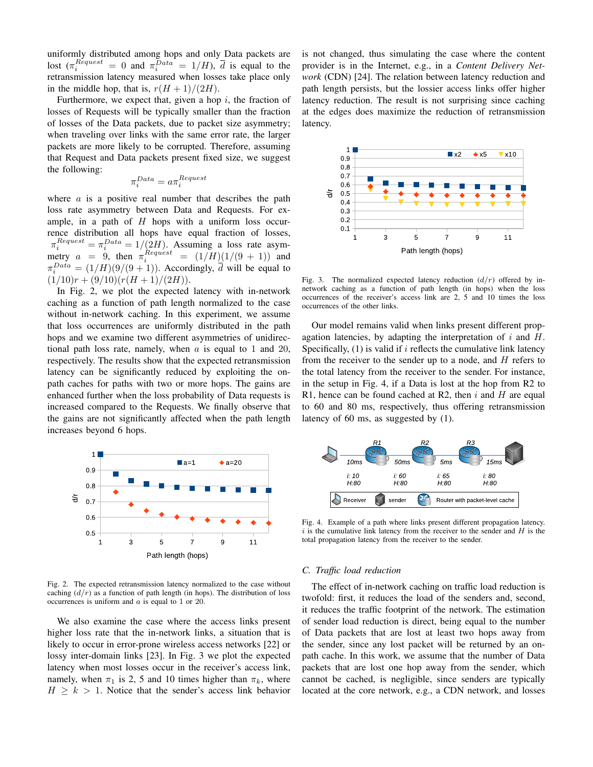uniformly distributed among hops and only Data packets are lost ($\pi_i^{Request} = 0$ and $\pi_i^{Data} = 1/H$), $\overline{d}$ is equal to the retransmission latency measured when losses take place only in the middle hop, that is, $r(H+1)/(2H)$.

Furthermore, we expect that, given a hop $i$, the fraction of losses of Requests will be typically smaller than the fraction of losses of the Data packets, due to packet size asymmetry; when traveling over links with the same error rate, the larger packets are more likely to be corrupted. Therefore, assuming that Request and Data packets present fixed size, we suggest the following:

$$\pi_i^{Data} = a\pi_i^{Request}$$

where $a$ is a positive real number that describes the path loss rate asymmetry between Data and Requests. For example, in a path of $H$ hops with a uniform loss occurrence distribution all hops have equal fraction of losses, $\pi_i^{Request} = \pi_i^{Data} = 1/(2H)$. Assuming a loss rate asymmetry $a = 9$, then $\pi_i^{Request} = (1/H)(1/(9+1))$ and $\pi_i^{Data} = (1/H)(9/(9+1))$. Accordingly, $\overline{d}$ will be equal to $(1/10)r + (9/10)(r(H+1)/(2H))$.

In Fig. 2, we plot the expected latency with in-network caching as a function of path length normalized to the case without in-network caching. In this experiment, we assume that loss occurrences are uniformly distributed in the path hops and we examine two different asymmetries of unidirectional path loss rate, namely, when $a$ is equal to 1 and 20, respectively. The results show that the expected retransmission latency can be significantly reduced by exploiting the on-path caches for paths with two or more hops. The gains are enhanced further when the loss probability of Data requests is increased compared to the Requests. We finally observe that the gains are not significantly affected when the path length increases beyond 6 hops.

Fig. 2. The expected retransmission latency normalized to the case without caching ($d/r$) as a function of path length (in hops). The distribution of loss occurrences is uniform and $a$ is equal to 1 or 20.

We also examine the case where the access links present higher loss rate that the in-network links, a situation that is likely to occur in error-prone wireless access networks [22] or lossy inter-domain links [23]. In Fig. 3 we plot the expected latency when most losses occur in the receiver's access link, namely, when $\pi_1$ is 2, 5 and 10 times higher than $\pi_k$, where $H \geq k > 1$. Notice that the sender's access link behavior is not changed, thus simulating the case where the content provider is in the Internet, e.g., in a *Content Delivery Network* (CDN) [24]. The relation between latency reduction and path length persists, but the lossier access links offer higher latency reduction. The result is not surprising since caching at the edges does maximize the reduction of retransmission latency.

Fig. 3. The normalized expected latency reduction ($d/r$) offered by in-network caching as a function of path length (in hops) when the loss occurrences of the receiver's access link are 2, 5 and 10 times the loss occurrences of the other links.

Our model remains valid when links present different propagation latencies, by adapting the interpretation of $i$ and $H$. Specifically, (1) is valid if $i$ reflects the cumulative link latency from the receiver to the sender up to a node, and $H$ refers to the total latency from the receiver to the sender. For instance, in the setup in Fig. 4, if a Data is lost at the hop from R2 to R1, hence can be found cached at R2, then $i$ and $H$ are equal to 60 and 80 ms, respectively, thus offering retransmission latency of 60 ms, as suggested by (1).

Fig. 4. Example of a path where links present different propagation latency. $i$ is the cumulative link latency from the receiver to the sender and $H$ is the total propagation latency from the receiver to the sender.

### C. Traffic load reduction

The effect of in-network caching on traffic load reduction is twofold: first, it reduces the load of the senders and, second, it reduces the traffic footprint of the network. The estimation of sender load reduction is direct, being equal to the number of Data packets that are lost at least two hops away from the sender, since any lost packet will be returned by an on-path cache. In this work, we assume that the number of Data packets that are lost one hop away from the sender, which cannot be cached, is negligible, since senders are typically located at the core network, e.g., a CDN network, and losses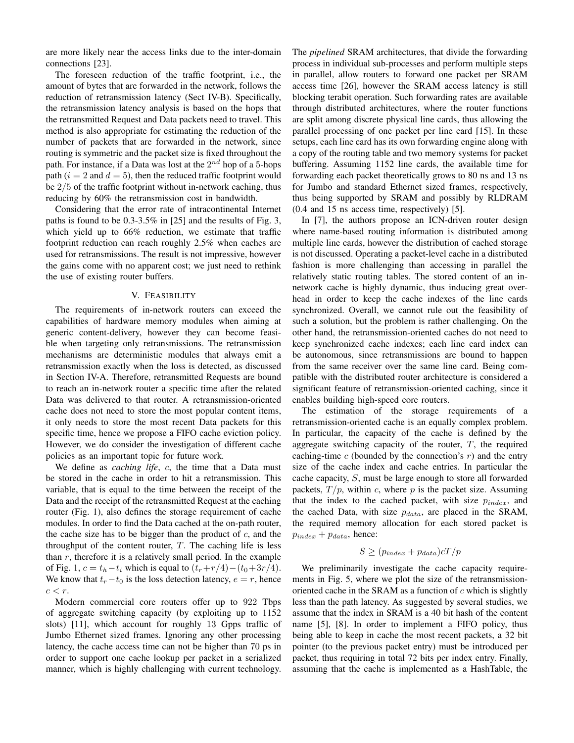are more likely near the access links due to the inter-domain connections [23].

The foreseen reduction of the traffic footprint, i.e., the amount of bytes that are forwarded in the network, follows the reduction of retransmission latency (Sect IV-B). Specifically, the retransmission latency analysis is based on the hops that the retransmitted Request and Data packets need to travel. This method is also appropriate for estimating the reduction of the number of packets that are forwarded in the network, since routing is symmetric and the packet size is fixed throughout the path. For instance, if a Data was lost at the $2^{nd}$ hop of a 5-hops path ($i = 2$ and $d = 5$), then the reduced traffic footprint would be $2/5$ of the traffic footprint without in-network caching, thus reducing by 60% the retransmission cost in bandwidth.

Considering that the error rate of intracontinental Internet paths is found to be 0.3-3.5% in [25] and the results of Fig. 3, which yield up to 66% reduction, we estimate that traffic footprint reduction can reach roughly 2.5% when caches are used for retransmissions. The result is not impressive, however the gains come with no apparent cost; we just need to rethink the use of existing router buffers.

## V. Feasibility

The requirements of in-network routers can exceed the capabilities of hardware memory modules when aiming at generic content-delivery, however they can become feasible when targeting only retransmissions. The retransmission mechanisms are deterministic modules that always emit a retransmission exactly when the loss is detected, as discussed in Section IV-A. Therefore, retransmitted Requests are bound to reach an in-network router a specific time after the related Data was delivered to that router. A retransmission-oriented cache does not need to store the most popular content items, it only needs to store the most recent Data packets for this specific time, hence we propose a FIFO cache eviction policy. However, we do consider the investigation of different cache policies as an important topic for future work.

We define as *caching life*, $c$, the time that a Data must be stored in the cache in order to hit a retransmission. This variable, that is equal to the time between the receipt of the Data and the receipt of the retransmitted Request at the caching router (Fig. 1), also defines the storage requirement of cache modules. In order to find the Data cached at the on-path router, the cache size has to be bigger than the product of $c$, and the throughput of the content router, $T$. The caching life is less than $r$, therefore it is a relatively small period. In the example of Fig. 1, $c = t_h - t_i$ which is equal to $(t_r + r/4) - (t_0 + 3r/4)$. We know that $t_r - t_0$ is the loss detection latency, $e = r$, hence $c < r$.

Modern commercial core routers offer up to 922 Tbps of aggregate switching capacity (by exploiting up to 1152 slots) [11], which account for roughly 13 Gpps traffic of Jumbo Ethernet sized frames. Ignoring any other processing latency, the cache access time can not be higher than 70 ps in order to support one cache lookup per packet in a serialized manner, which is highly challenging with current technology. The *pipelined* SRAM architectures, that divide the forwarding process in individual sub-processes and perform multiple steps in parallel, allow routers to forward one packet per SRAM access time [26], however the SRAM access latency is still blocking terabit operation. Such forwarding rates are available through distributed architectures, where the router functions are split among discrete physical line cards, thus allowing the parallel processing of one packet per line card [15]. In these setups, each line card has its own forwarding engine along with a copy of the routing table and two memory systems for packet buffering. Assuming 1152 line cards, the available time for forwarding each packet theoretically grows to 80 ns and 13 ns for Jumbo and standard Ethernet sized frames, respectively, thus being supported by SRAM and possibly by RLDRAM (0.4 and 15 ns access time, respectively) [5].

In [7], the authors propose an ICN-driven router design where name-based routing information is distributed among multiple line cards, however the distribution of cached storage is not discussed. Operating a packet-level cache in a distributed fashion is more challenging than accessing in parallel the relatively static routing tables. The stored content of an in-network cache is highly dynamic, thus inducing great overhead in order to keep the cache indexes of the line cards synchronized. Overall, we cannot rule out the feasibility of such a solution, but the problem is rather challenging. On the other hand, the retransmission-oriented caches do not need to keep synchronized cache indexes; each line card index can be autonomous, since retransmissions are bound to happen from the same receiver over the same line card. Being compatible with the distributed router architecture is considered a significant feature of retransmission-oriented caching, since it enables building high-speed core routers.

The estimation of the storage requirements of a retransmission-oriented cache is an equally complex problem. In particular, the capacity of the cache is defined by the aggregate switching capacity of the router, $T$, the required caching-time $c$ (bounded by the connection's $r$) and the entry size of the cache index and cache entries. In particular the cache capacity, $S$, must be large enough to store all forwarded packets, $T/p$, within $c$, where $p$ is the packet size. Assuming that the index to the cached packet, with size $p_{index}$, and the cached Data, with size $p_{data}$, are placed in the SRAM, the required memory allocation for each stored packet is $p_{index} + p_{data}$, hence:

$$S \geq (p_{index} + p_{data})cT/p$$

We preliminarily investigate the cache capacity requirements in Fig. 5, where we plot the size of the retransmission-oriented cache in the SRAM as a function of $c$ which is slightly less than the path latency. As suggested by several studies, we assume that the index in SRAM is a 40 bit hash of the content name [5], [8]. In order to implement a FIFO policy, thus being able to keep in cache the most recent packets, a 32 bit pointer (to the previous packet entry) must be introduced per packet, thus requiring in total 72 bits per index entry. Finally, assuming that the cache is implemented as a HashTable, the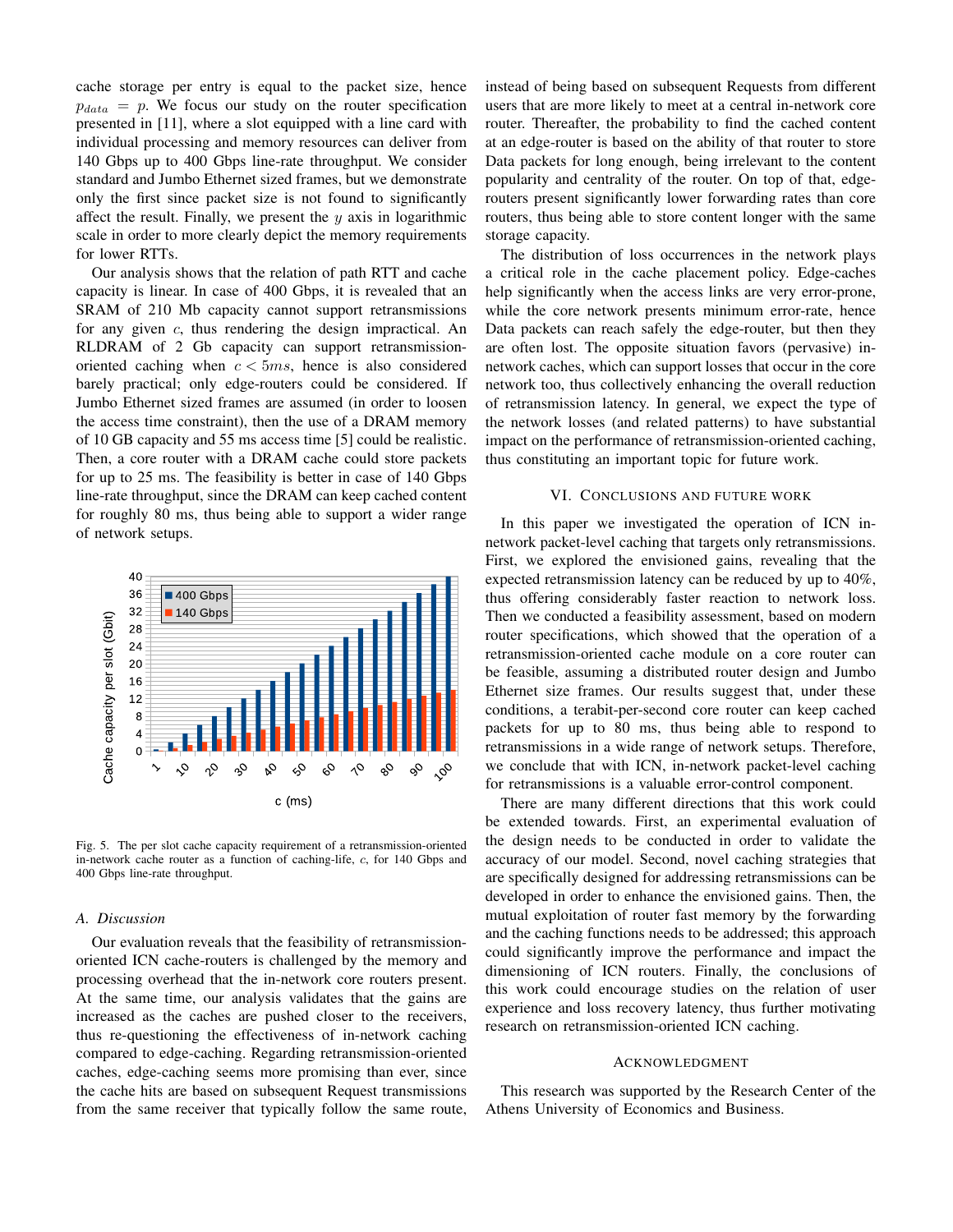cache storage per entry is equal to the packet size, hence $p_{data} = p$. We focus our study on the router specification presented in [11], where a slot equipped with a line card with individual processing and memory resources can deliver from 140 Gbps up to 400 Gbps line-rate throughput. We consider standard and Jumbo Ethernet sized frames, but we demonstrate only the first since packet size is not found to significantly affect the result. Finally, we present the $y$ axis in logarithmic scale in order to more clearly depict the memory requirements for lower RTTs.

Our analysis shows that the relation of path RTT and cache capacity is linear. In case of 400 Gbps, it is revealed that an SRAM of 210 Mb capacity cannot support retransmissions for any given $c$, thus rendering the design impractical. An RLDRAM of 2 Gb capacity can support retransmission-oriented caching when $c < 5ms$, hence is also considered barely practical; only edge-routers could be considered. If Jumbo Ethernet sized frames are assumed (in order to loosen the access time constraint), then the use of a DRAM memory of 10 GB capacity and 55 ms access time [5] could be realistic. Then, a core router with a DRAM cache could store packets for up to 25 ms. The feasibility is better in case of 140 Gbps line-rate throughput, since the DRAM can keep cached content for roughly 80 ms, thus being able to support a wider range of network setups.

Fig. 5. The per slot cache capacity requirement of a retransmission-oriented in-network cache router as a function of caching-life, $c$, for 140 Gbps and 400 Gbps line-rate throughput.

### A. Discussion

Our evaluation reveals that the feasibility of retransmission-oriented ICN cache-routers is challenged by the memory and processing overhead that the in-network core routers present. At the same time, our analysis validates that the gains are increased as the caches are pushed closer to the receivers, thus re-questioning the effectiveness of in-network caching compared to edge-caching. Regarding retransmission-oriented caches, edge-caching seems more promising than ever, since the cache hits are based on subsequent Request transmissions from the same receiver that typically follow the same route, instead of being based on subsequent Requests from different users that are more likely to meet at a central in-network core router. Thereafter, the probability to find the cached content at an edge-router is based on the ability of that router to store Data packets for long enough, being irrelevant to the content popularity and centrality of the router. On top of that, edge-routers present significantly lower forwarding rates than core routers, thus being able to store content longer with the same storage capacity.

The distribution of loss occurrences in the network plays a critical role in the cache placement policy. Edge-caches help significantly when the access links are very error-prone, while the core network presents minimum error-rate, hence Data packets can reach safely the edge-router, but then they are often lost. The opposite situation favors (pervasive) in-network caches, which can support losses that occur in the core network too, thus collectively enhancing the overall reduction of retransmission latency. In general, we expect the type of the network losses (and related patterns) to have substantial impact on the performance of retransmission-oriented caching, thus constituting an important topic for future work.

## VI. Conclusions and Future Work

In this paper we investigated the operation of ICN in-network packet-level caching that targets only retransmissions. First, we explored the envisioned gains, revealing that the expected retransmission latency can be reduced by up to 40%, thus offering considerably faster reaction to network loss. Then we conducted a feasibility assessment, based on modern router specifications, which showed that the operation of a retransmission-oriented cache module on a core router can be feasible, assuming a distributed router design and Jumbo Ethernet size frames. Our results suggest that, under these conditions, a terabit-per-second core router can keep cached packets for up to 80 ms, thus being able to respond to retransmissions in a wide range of network setups. Therefore, we conclude that with ICN, in-network packet-level caching for retransmissions is a valuable error-control component.

There are many different directions that this work could be extended towards. First, an experimental evaluation of the design needs to be conducted in order to validate the accuracy of our model. Second, novel caching strategies that are specifically designed for addressing retransmissions can be developed in order to enhance the envisioned gains. Then, the mutual exploitation of router fast memory by the forwarding and the caching functions needs to be addressed; this approach could significantly improve the performance and impact the dimensioning of ICN routers. Finally, the conclusions of this work could encourage studies on the relation of user experience and loss recovery latency, thus further motivating research on retransmission-oriented ICN caching.

## Acknowledgment

This research was supported by the Research Center of the Athens University of Economics and Business.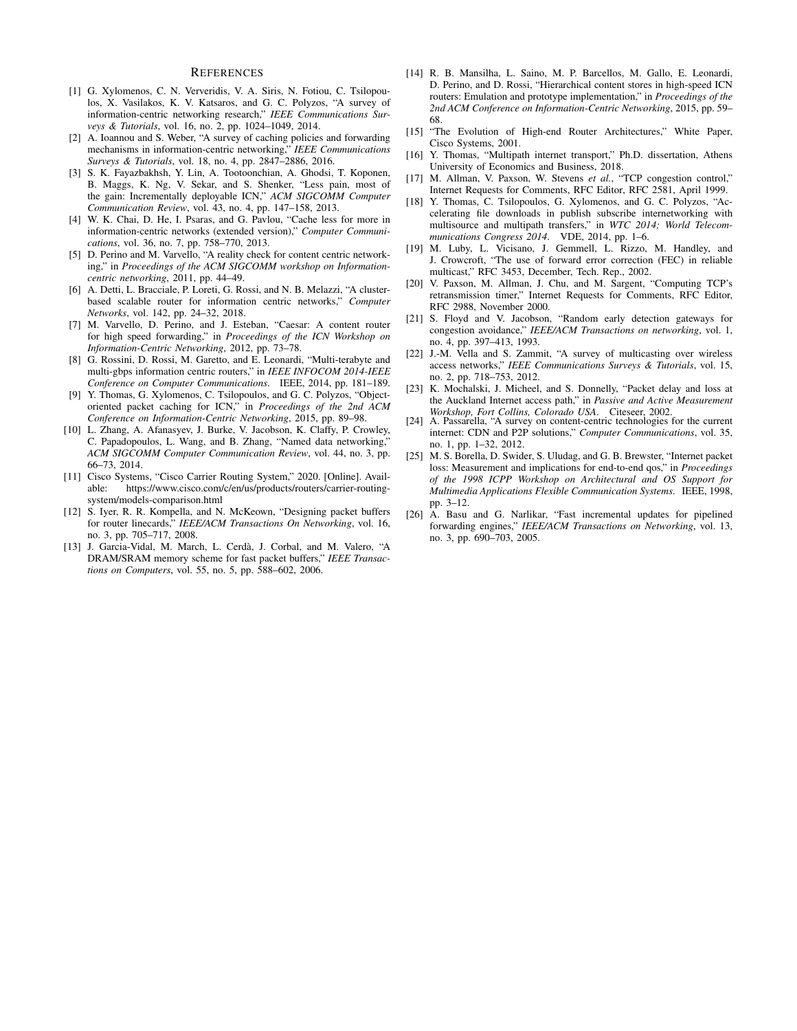## References

[1] G. Xylomenos, C. N. Ververidis, V. A. Siris, N. Fotiou, C. Tsilopoulos, X. Vasilakos, K. V. Katsaros, and G. C. Polyzos, "A survey of information-centric networking research," *IEEE Communications Surveys & Tutorials*, vol. 16, no. 2, pp. 1024–1049, 2014.

[2] A. Ioannou and S. Weber, "A survey of caching policies and forwarding mechanisms in information-centric networking," *IEEE Communications Surveys & Tutorials*, vol. 18, no. 4, pp. 2847–2886, 2016.

[3] S. K. Fayazbakhsh, Y. Lin, A. Tootoonchian, A. Ghodsi, T. Koponen, B. Maggs, K. Ng, V. Sekar, and S. Shenker, "Less pain, most of the gain: Incrementally deployable ICN," *ACM SIGCOMM Computer Communication Review*, vol. 43, no. 4, pp. 147–158, 2013.

[4] W. K. Chai, D. He, I. Psaras, and G. Pavlou, "Cache less for more in information-centric networks (extended version)," *Computer Communications*, vol. 36, no. 7, pp. 758–770, 2013.

[5] D. Perino and M. Varvello, "A reality check for content centric networking," in *Proceedings of the ACM SIGCOMM workshop on Information-centric networking*, 2011, pp. 44–49.

[6] A. Detti, L. Bracciale, P. Loreti, G. Rossi, and N. B. Melazzi, "A cluster-based scalable router for information centric networks," *Computer Networks*, vol. 142, pp. 24–32, 2018.

[7] M. Varvello, D. Perino, and J. Esteban, "Caesar: A content router for high speed forwarding," in *Proceedings of the ICN Workshop on Information-Centric Networking*, 2012, pp. 73–78.

[8] G. Rossini, D. Rossi, M. Garetto, and E. Leonardi, "Multi-terabyte and multi-gbps information centric routers," in *IEEE INFOCOM 2014-IEEE Conference on Computer Communications*. IEEE, 2014, pp. 181–189.

[9] Y. Thomas, G. Xylomenos, C. Tsilopoulos, and G. C. Polyzos, "Object-oriented packet caching for ICN," in *Proceedings of the 2nd ACM Conference on Information-Centric Networking*, 2015, pp. 89–98.

[10] L. Zhang, A. Afanasyev, J. Burke, V. Jacobson, K. Claffy, P. Crowley, C. Papadopoulos, L. Wang, and B. Zhang, "Named data networking," *ACM SIGCOMM Computer Communication Review*, vol. 44, no. 3, pp. 66–73, 2014.

[11] Cisco Systems, "Cisco Carrier Routing System," 2020. [Online]. Available: https://www.cisco.com/c/en/us/products/routers/carrier-routing-system/models-comparison.html

[12] S. Iyer, R. R. Kompella, and N. McKeown, "Designing packet buffers for router linecards," *IEEE/ACM Transactions On Networking*, vol. 16, no. 3, pp. 705–717, 2008.

[13] J. Garcia-Vidal, M. March, L. Cerdà, J. Corbal, and M. Valero, "A DRAM/SRAM memory scheme for fast packet buffers," *IEEE Transactions on Computers*, vol. 55, no. 5, pp. 588–602, 2006.

[14] R. B. Mansilha, L. Saino, M. P. Barcellos, M. Gallo, E. Leonardi, D. Perino, and D. Rossi, "Hierarchical content stores in high-speed ICN routers: Emulation and prototype implementation," in *Proceedings of the 2nd ACM Conference on Information-Centric Networking*, 2015, pp. 59–68.

[15] "The Evolution of High-end Router Architectures," White Paper, Cisco Systems, 2001.

[16] Y. Thomas, "Multipath internet transport," Ph.D. dissertation, Athens University of Economics and Business, 2018.

[17] M. Allman, V. Paxson, W. Stevens *et al.*, "TCP congestion control," Internet Requests for Comments, RFC Editor, RFC 2581, April 1999.

[18] Y. Thomas, C. Tsilopoulos, G. Xylomenos, and G. C. Polyzos, "Accelerating file downloads in publish subscribe internetworking with multisource and multipath transfers," in *WTC 2014; World Telecommunications Congress 2014*. VDE, 2014, pp. 1–6.

[19] M. Luby, L. Vicisano, J. Gemmell, L. Rizzo, M. Handley, and J. Crowcroft, "The use of forward error correction (FEC) in reliable multicast," RFC 3453, December, Tech. Rep., 2002.

[20] V. Paxson, M. Allman, J. Chu, and M. Sargent, "Computing TCP's retransmission timer," Internet Requests for Comments, RFC Editor, RFC 2988, November 2000.

[21] S. Floyd and V. Jacobson, "Random early detection gateways for congestion avoidance," *IEEE/ACM Transactions on networking*, vol. 1, no. 4, pp. 397–413, 1993.

[22] J.-M. Vella and S. Zammit, "A survey of multicasting over wireless access networks," *IEEE Communications Surveys & Tutorials*, vol. 15, no. 2, pp. 718–753, 2012.

[23] K. Mochalski, J. Micheel, and S. Donnelly, "Packet delay and loss at the Auckland Internet access path," in *Passive and Active Measurement Workshop, Fort Collins, Colorado USA*. Citeseer, 2002.

[24] A. Passarella, "A survey on content-centric technologies for the current internet: CDN and P2P solutions," *Computer Communications*, vol. 35, no. 1, pp. 1–32, 2012.

[25] M. S. Borella, D. Swider, S. Uludag, and G. B. Brewster, "Internet packet loss: Measurement and implications for end-to-end qos," in *Proceedings of the 1998 ICPP Workshop on Architectural and OS Support for Multimedia Applications Flexible Communication Systems*. IEEE, 1998, pp. 3–12.

[26] A. Basu and G. Narlikar, "Fast incremental updates for pipelined forwarding engines," *IEEE/ACM Transactions on Networking*, vol. 13, no. 3, pp. 690–703, 2005.